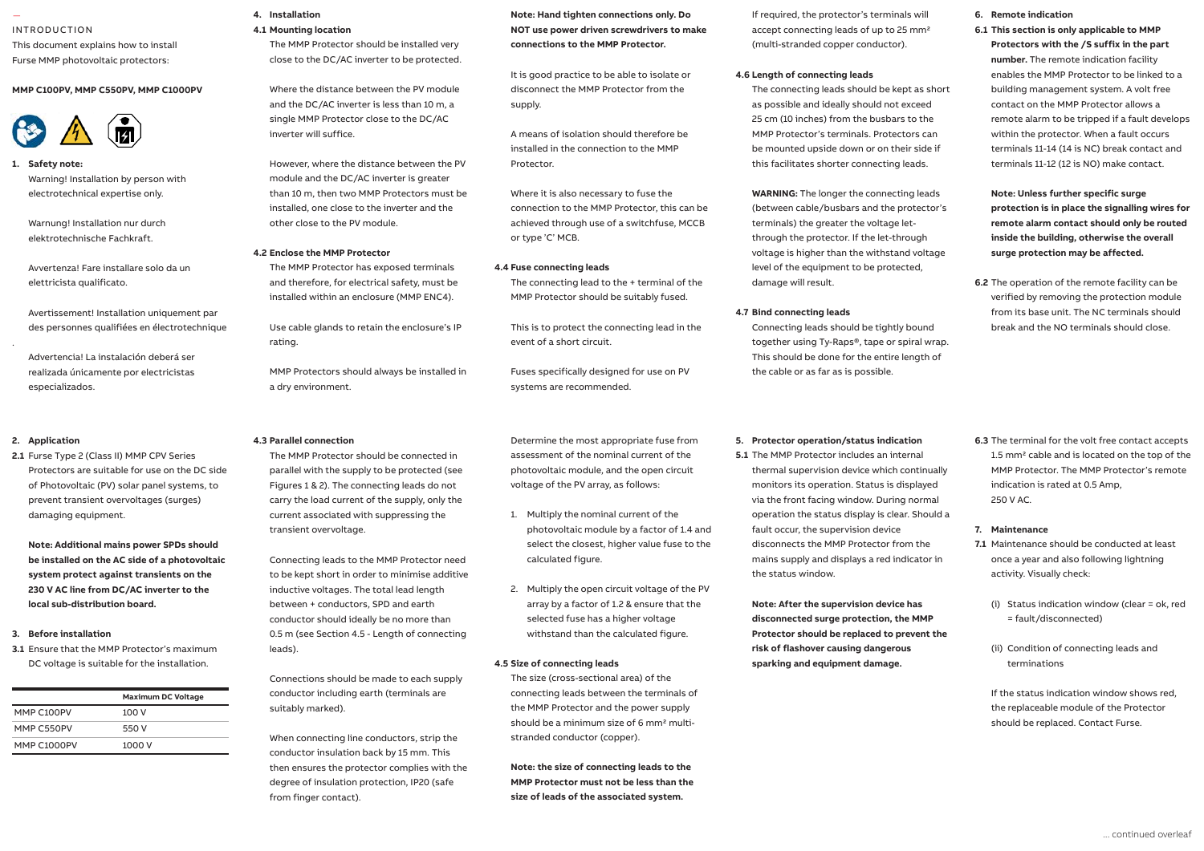# INTRODUCTION

This document explains how to install Furse MMP photovoltaic protectors:

**MMP C100PV, MMP C550PV, MMP C1000PV**

## 1. Safety note:

Warning! Installation by person with electrotechnical expertise only.

Warnung! Installation nur durch elektrotechnische Fachkraft.

Avvertenza! Fare installare solo da un elettricista qualificato.

Avertissement! Installation uniquement par des personnes qualifiées en électrotechnique

.

Advertencia! La instalación deberá ser realizada únicamente por electricistas especializados.

## 2. Application

**2.1** Furse Type 2 (Class II) MMP CPV Series Protectors are suitable for use on the DC side of Photovoltaic (PV) solar panel systems, to prevent transient overvoltages (surges) damaging equipment.

**Note: Additional mains power SPDs should be installed on the AC side of a photovoltaic system protect against transients on the 230 V AC line from DC/AC inverter to the local sub-distribution board.**

## 3. Before installation

**3.1** Ensure that the MMP Protector's maximum DC voltage is suitable for the installation.

| | Maximum DC Voltage |
|---|---|
| MMP C100PV | 100 V |
| MMP C550PV | 550 V |
| MMP C1000PV | 1000 V |

## 4. Installation

### 4.1 Mounting location

The MMP Protector should be installed very close to the DC/AC inverter to be protected.

Where the distance between the PV module and the DC/AC inverter is less than 10 m, a single MMP Protector close to the DC/AC inverter will suffice.

However, where the distance between the PV module and the DC/AC inverter is greater than 10 m, then two MMP Protectors must be installed, one close to the inverter and the other close to the PV module.

### 4.2 Enclose the MMP Protector

The MMP Protector has exposed terminals and therefore, for electrical safety, must be installed within an enclosure (MMP ENC4).

Use cable glands to retain the enclosure's IP rating.

MMP Protectors should always be installed in a dry environment.

### 4.3 Parallel connection

The MMP Protector should be connected in parallel with the supply to be protected (see Figures 1 & 2). The connecting leads do not carry the load current of the supply, only the current associated with suppressing the transient overvoltage.

Connecting leads to the MMP Protector need to be kept short in order to minimise additive inductive voltages. The total lead length between + conductors, SPD and earth conductor should ideally be no more than 0.5 m (see Section 4.5 - Length of connecting leads).

Connections should be made to each supply conductor including earth (terminals are suitably marked).

When connecting line conductors, strip the conductor insulation back by 15 mm. This then ensures the protector complies with the degree of insulation protection, IP20 (safe from finger contact).

**Note: Hand tighten connections only. Do NOT use power driven screwdrivers to make connections to the MMP Protector.**

It is good practice to be able to isolate or disconnect the MMP Protector from the supply.

A means of isolation should therefore be installed in the connection to the MMP Protector.

Where it is also necessary to fuse the connection to the MMP Protector, this can be achieved through use of a switchfuse, MCCB or type 'C' MCB.

### 4.4 Fuse connecting leads

The connecting lead to the + terminal of the MMP Protector should be suitably fused.

This is to protect the connecting lead in the event of a short circuit.

Fuses specifically designed for use on PV systems are recommended.

Determine the most appropriate fuse from assessment of the nominal current of the photovoltaic module, and the open circuit voltage of the PV array, as follows:

1. Multiply the nominal current of the photovoltaic module by a factor of 1.4 and select the closest, higher value fuse to the calculated figure.

2. Multiply the open circuit voltage of the PV array by a factor of 1.2 & ensure that the selected fuse has a higher voltage withstand than the calculated figure.

### 4.5 Size of connecting leads

The size (cross-sectional area) of the connecting leads between the terminals of the MMP Protector and the power supply should be a minimum size of 6 mm² multi-stranded conductor (copper).

**Note: the size of connecting leads to the MMP Protector must not be less than the size of leads of the associated system.**

If required, the protector's terminals will accept connecting leads of up to 25 mm² (multi-stranded copper conductor).

### 4.6 Length of connecting leads

The connecting leads should be kept as short as possible and ideally should not exceed 25 cm (10 inches) from the busbars to the MMP Protector's terminals. Protectors can be mounted upside down or on their side if this facilitates shorter connecting leads.

**WARNING:** The longer the connecting leads (between cable/busbars and the protector's terminals) the greater the voltage let-through the protector. If the let-through voltage is higher than the withstand voltage level of the equipment to be protected, damage will result.

### 4.7 Bind connecting leads

Connecting leads should be tightly bound together using Ty-Raps®, tape or spiral wrap. This should be done for the entire length of the cable or as far as is possible.

## 5. Protector operation/status indication

**5.1** The MMP Protector includes an internal thermal supervision device which continually monitors its operation. Status is displayed via the front facing window. During normal operation the status display is clear. Should a fault occur, the supervision device disconnects the MMP Protector from the mains supply and displays a red indicator in the status window.

**Note: After the supervision device has disconnected surge protection, the MMP Protector should be replaced to prevent the risk of flashover causing dangerous sparking and equipment damage.**

## 6. Remote indication

**6.1 This section is only applicable to MMP Protectors with the /S suffix in the part number.** The remote indication facility enables the MMP Protector to be linked to a building management system. A volt free contact on the MMP Protector allows a remote alarm to be tripped if a fault develops within the protector. When a fault occurs terminals 11-14 (14 is NC) break contact and terminals 11-12 (12 is NO) make contact.

**Note: Unless further specific surge protection is in place the signalling wires for remote alarm contact should only be routed inside the building, otherwise the overall surge protection may be affected.**

**6.2** The operation of the remote facility can be verified by removing the protection module from its base unit. The NC terminals should break and the NO terminals should close.

**6.3** The terminal for the volt free contact accepts 1.5 mm² cable and is located on the top of the MMP Protector. The MMP Protector's remote indication is rated at 0.5 Amp, 250 V AC.

## 7. Maintenance

**7.1** Maintenance should be conducted at least once a year and also following lightning activity. Visually check:

(i) Status indication window (clear = ok, red = fault/disconnected)

(ii) Condition of connecting leads and terminations

If the status indication window shows red, the replaceable module of the Protector should be replaced. Contact Furse.

... continued overleaf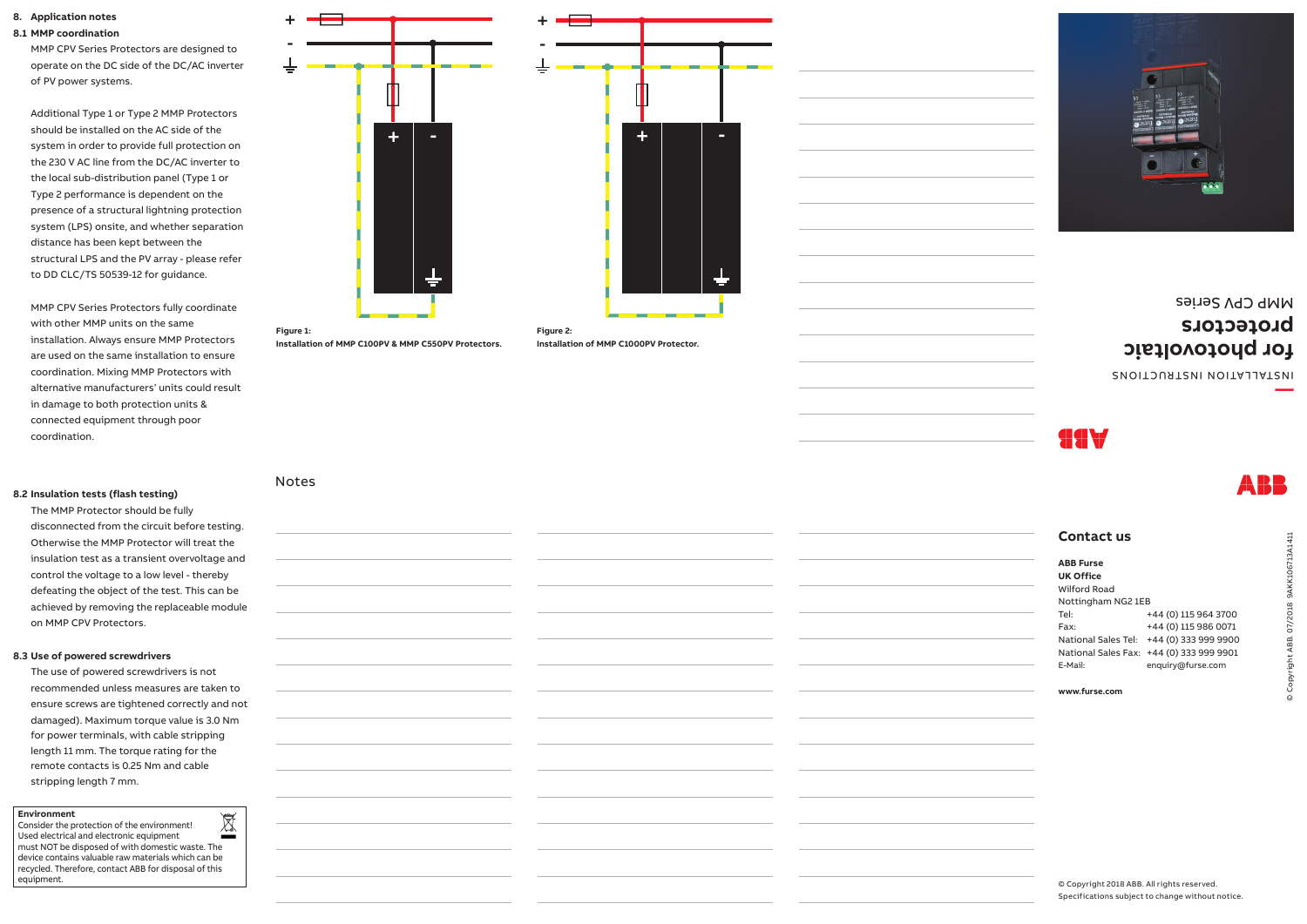## 8. Application notes

### 8.1 MMP coordination

MMP CPV Series Protectors are designed to operate on the DC side of the DC/AC inverter of PV power systems.

Additional Type 1 or Type 2 MMP Protectors should be installed on the AC side of the system in order to provide full protection on the 230 V AC line from the DC/AC inverter to the local sub-distribution panel (Type 1 or Type 2 performance is dependent on the presence of a structural lightning protection system (LPS) onsite, and whether separation distance has been kept between the structural LPS and the PV array - please refer to DD CLC/TS 50539-12 for guidance.

MMP CPV Series Protectors fully coordinate with other MMP units on the same installation. Always ensure MMP Protectors are used on the same installation to ensure coordination. Mixing MMP Protectors with alternative manufacturers' units could result in damage to both protection units & connected equipment through poor coordination.

### 8.2 Insulation tests (flash testing)

The MMP Protector should be fully disconnected from the circuit before testing. Otherwise the MMP Protector will treat the insulation test as a transient overvoltage and control the voltage to a low level - thereby defeating the object of the test. This can be achieved by removing the replaceable module on MMP CPV Protectors.

### 8.3 Use of powered screwdrivers

The use of powered screwdrivers is not recommended unless measures are taken to ensure screws are tightened correctly and not damaged). Maximum torque value is 3.0 Nm for power terminals, with cable stripping length 11 mm. The torque rating for the remote contacts is 0.25 Nm and cable stripping length 7 mm.

**Environment**
Consider the protection of the environment!
Used electrical and electronic equipment must NOT be disposed of with domestic waste. The device contains valuable raw materials which can be recycled. Therefore, contact ABB for disposal of this equipment.

+
-
+
-

**Figure 1:**
**Installation of MMP C100PV & MMP C550PV Protectors.**

+
-
+
-

**Figure 2:**
**Installation of MMP C1000PV Protector.**

Notes

ABB

MMP CPV Series
protectors
for photovoltaic

INSTALLATION INSTRUCTIONS

ABB

## Contact us

**ABB Furse**
**UK Office**
Wilford Road
Nottingham NG2 1EB

| | |
|---|---|
| Tel: | +44 (0) 115 964 3700 |
| Fax: | +44 (0) 115 986 0071 |
| National Sales Tel: | +44 (0) 333 999 9900 |
| National Sales Fax: | +44 (0) 333 999 9901 |
| E-Mail: | enquiry@furse.com |

**www.furse.com**

© Copyright 2018 ABB. All rights reserved.
Specifications subject to change without notice.

© Copyright ABB. 07/2018 9AKK106713A1411